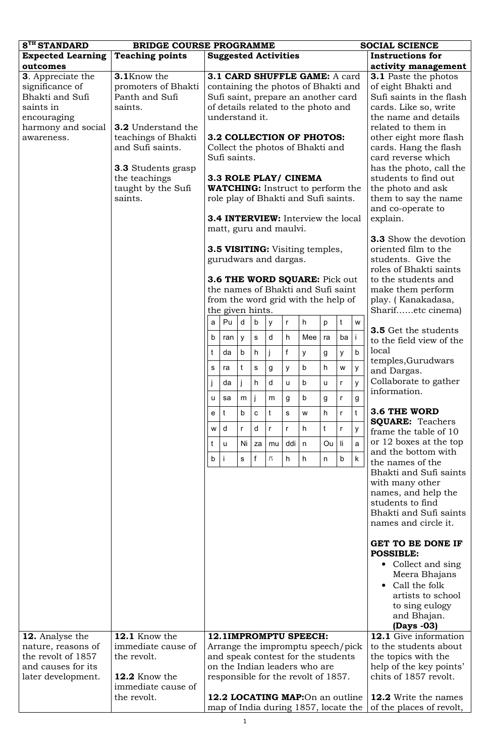| 8TH STANDARD | BRIDGE COURSE PROGRAMME | | SOCIAL SCIENCE |
|---|---|---|---|
| **Expected Learning outcomes** | **Teaching points** | **Suggested Activities** | **Instructions for activity management** |
| **3**. Appreciate the significance of Bhakti and Sufi saints in encouraging harmony and social awareness. | **3.1**Know the promoters of Bhakti Panth and Sufi saints.<br><br>**3.2** Understand the teachings of Bhakti and Sufi saints.<br><br>**3.3** Students grasp the teachings taught by the Sufi saints. | **3.1 CARD SHUFFLE GAME:** A card containing the photos of Bhakti and Sufi saint, prepare an another card of details related to the photo and understand it.<br><br>**3.2 COLLECTION OF PHOTOS:** Collect the photos of Bhakti and Sufi saints.<br><br>**3.3 ROLE PLAY/ CINEMA WATCHING:** Instruct to perform the role play of Bhakti and Sufi saints.<br><br>**3.4 INTERVIEW:** Interview the local matt, guru and maulvi.<br><br>**3.5 VISITING:** Visiting temples, gurudwars and dargas.<br><br>**3.6 THE WORD SQUARE:** Pick out the names of Bhakti and Sufi saint from the word grid with the help of the given hints.<br><br>a \| Pu \| d \| b \| y \| r \| h \| p \| t \| w<br>b \| ran \| y \| s \| d \| h \| Mee \| ra \| ba \| i<br>t \| da \| b \| h \| j \| f \| y \| g \| y \| b<br>s \| ra \| t \| s \| g \| y \| b \| h \| w \| y<br>j \| da \| j \| h \| d \| u \| b \| u \| r \| y<br>u \| sa \| m \| j \| m \| g \| b \| g \| r \| g<br>e \| t \| b \| c \| t \| s \| w \| h \| r \| t<br>w \| d \| r \| d \| r \| r \| h \| t \| r \| y<br>t \| u \| Ni \| za \| mu \| ddi \| n \| Ou \| li \| a<br>b \| i \| s \| f \| ಗ \| h \| h \| n \| b \| k | **3.1** Paste the photos of eight Bhakti and Sufi saints in the flash cards. Like so, write the name and details related to them in other eight more flash cards. Hang the flash card reverse which has the photo, call the students to find out the photo and ask them to say the name and co-operate to explain.<br><br>**3.3** Show the devotion oriented film to the students. Give the roles of Bhakti saints to the students and make them perform play. ( Kanakadasa, Sharif……etc cinema)<br><br>**3.5** Get the students to the field view of the local temples,Gurudwars and Dargas. Collaborate to gather information.<br><br>**3.6 THE WORD SQUARE:** Teachers frame the table of 10 or 12 boxes at the top and the bottom with the names of the Bhakti and Sufi saints with many other names, and help the students to find Bhakti and Sufi saints names and circle it.<br><br>**GET TO BE DONE IF POSSIBLE:**<br>• Collect and sing Meera Bhajans<br>• Call the folk artists to school to sing eulogy and Bhajan.<br>**(Days -03)** |
| **12.** Analyse the nature, reasons of the revolt of 1857 and causes for its later development. | **12.1** Know the immediate cause of the revolt.<br><br>**12.2** Know the immediate cause of the revolt. | **12.1IMPROMPTU SPEECH:** Arrange the impromptu speech/pick and speak contest for the students on the Indian leaders who are responsible for the revolt of 1857.<br><br>**12.2 LOCATING MAP:**On an outline map of India during 1857, locate the | **12.1** Give information to the students about the topics with the help of the key points' chits of 1857 revolt.<br><br>**12.2** Write the names of the places of revolt, |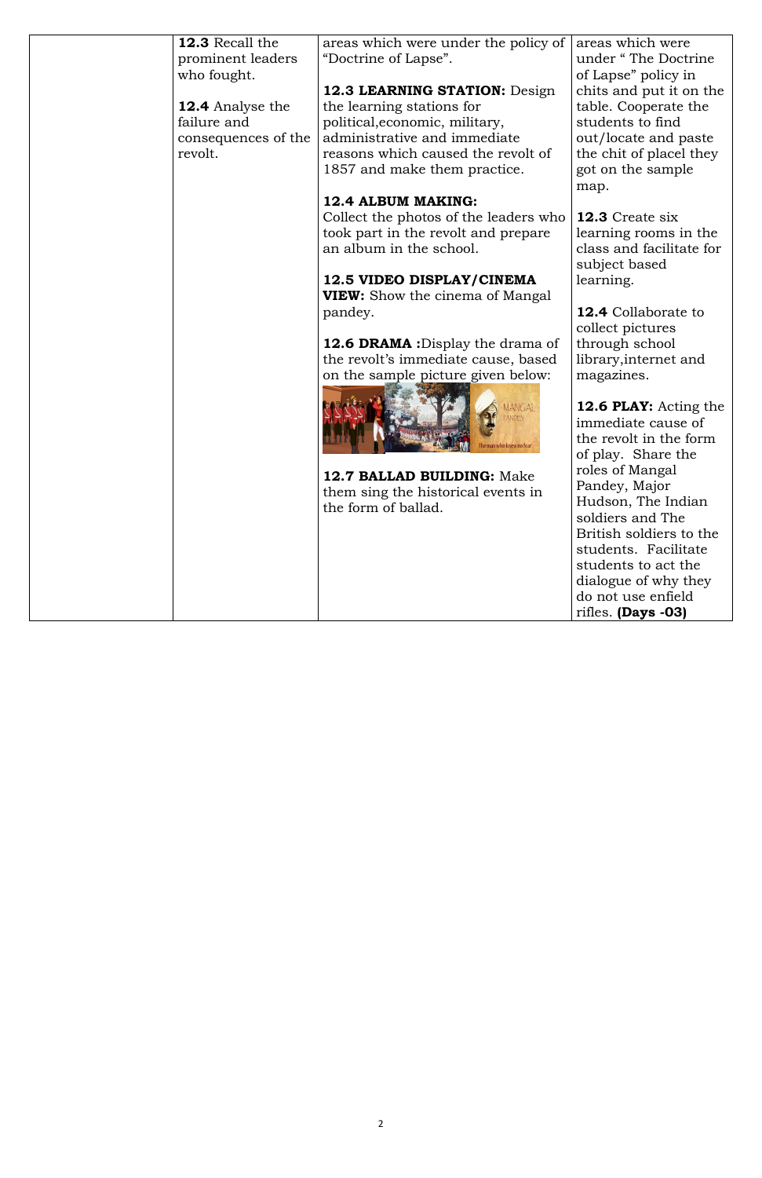| | | | |
|---|---|---|---|
| | **12.3** Recall the prominent leaders who fought.<br><br>**12.4** Analyse the failure and consequences of the revolt. | areas which were under the policy of "Doctrine of Lapse".<br><br>**12.3 LEARNING STATION:** Design the learning stations for political,economic, military, administrative and immediate reasons which caused the revolt of 1857 and make them practice.<br><br>**12.4 ALBUM MAKING:** Collect the photos of the leaders who took part in the revolt and prepare an album in the school.<br><br>**12.5 VIDEO DISPLAY/CINEMA VIEW:** Show the cinema of Mangal pandey.<br><br>**12.6 DRAMA :**Display the drama of the revolt's immediate cause, based on the sample picture given below:<br><br>**12.7 BALLAD BUILDING:** Make them sing the historical events in the form of ballad. | areas which were under " The Doctrine of Lapse" policy in chits and put it on the table. Cooperate the students to find out/locate and paste the chit of placel they got on the sample map.<br><br>**12.3** Create six learning rooms in the class and facilitate for subject based learning.<br><br>**12.4** Collaborate to collect pictures through school library,internet and magazines.<br><br>**12.6 PLAY:** Acting the immediate cause of the revolt in the form of play. Share the roles of Mangal Pandey, Major Hudson, The Indian soldiers and The British soldiers to the students. Facilitate students to act the dialogue of why they do not use enfield rifles. **(Days -03)** |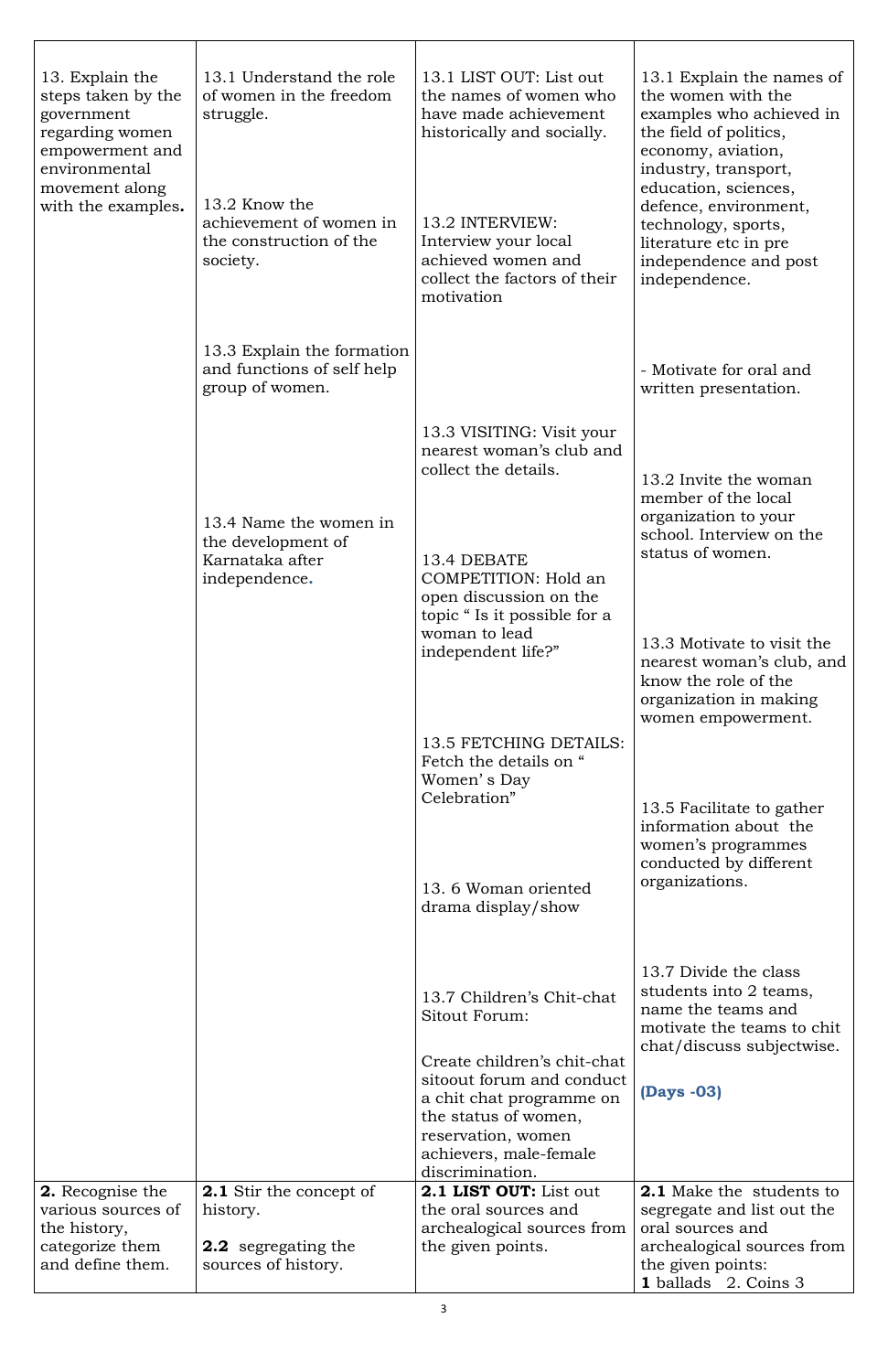| | | | |
|---|---|---|---|
| 13. Explain the steps taken by the government regarding women empowerment and environmental movement along with the examples**.** | 13.1 Understand the role of women in the freedom struggle.<br><br>13.2 Know the achievement of women in the construction of the society.<br><br>13.3 Explain the formation and functions of self help group of women.<br><br>13.4 Name the women in the development of Karnataka after independence. | 13.1 LIST OUT: List out the names of women who have made achievement historically and socially.<br><br>13.2 INTERVIEW: Interview your local achieved women and collect the factors of their motivation<br><br>13.3 VISITING: Visit your nearest woman's club and collect the details.<br><br>13.4 DEBATE COMPETITION: Hold an open discussion on the topic " Is it possible for a woman to lead independent life?"<br><br>13.5 FETCHING DETAILS: Fetch the details on " Women' s Day Celebration"<br><br>13. 6 Woman oriented drama display/show<br><br>13.7 Children's Chit-chat Sitout Forum:<br><br>Create children's chit-chat sitoout forum and conduct a chit chat programme on the status of women, reservation, women achievers, male-female discrimination. | 13.1 Explain the names of the women with the examples who achieved in the field of politics, economy, aviation, industry, transport, education, sciences, defence, environment, technology, sports, literature etc in pre independence and post independence.<br><br>- Motivate for oral and written presentation.<br><br>13.2 Invite the woman member of the local organization to your school. Interview on the status of women.<br><br>13.3 Motivate to visit the nearest woman's club, and know the role of the organization in making women empowerment.<br><br>13.5 Facilitate to gather information about the women's programmes conducted by different organizations.<br><br>13.7 Divide the class students into 2 teams, name the teams and motivate the teams to chit chat/discuss subjectwise.<br><br>**(Days -03)** |
| **2.** Recognise the various sources of the history, categorize them and define them. | **2.1** Stir the concept of history.<br><br>**2.2** segregating the sources of history. | **2.1 LIST OUT:** List out the oral sources and archealogical sources from the given points. | **2.1** Make the students to segregate and list out the oral sources and archealogical sources from the given points:<br>**1** ballads 2. Coins 3 |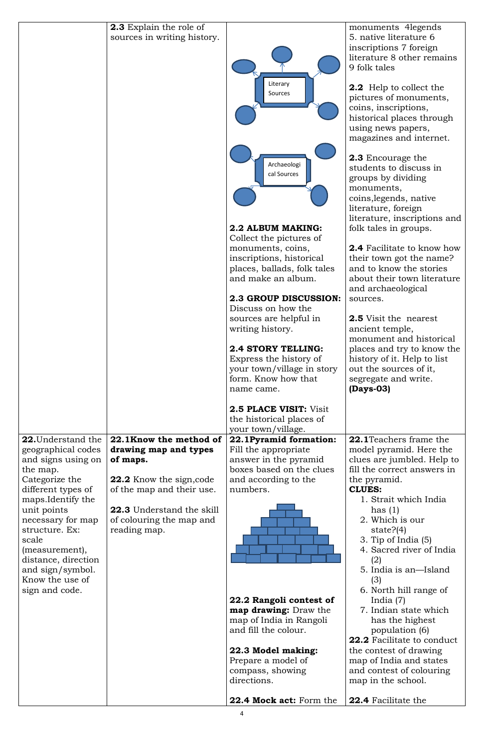| | | | |
|---|---|---|---|
| | **2.3** Explain the role of sources in writing history. | Literary Sources<br><br>Archaeological Sources<br><br>**2.2 ALBUM MAKING:** Collect the pictures of monuments, coins, inscriptions, historical places, ballads, folk tales and make an album.<br><br>**2.3 GROUP DISCUSSION:** Discuss on how the sources are helpful in writing history.<br><br>**2.4 STORY TELLING:** Express the history of your town/village in story form. Know how that name came.<br><br>**2.5 PLACE VISIT:** Visit the historical places of your town/village. | monuments 4legends 5. native literature 6 inscriptions 7 foreign literature 8 other remains 9 folk tales<br><br>**2.2** Help to collect the pictures of monuments, coins, inscriptions, historical places through using news papers, magazines and internet.<br><br>**2.3** Encourage the students to discuss in groups by dividing monuments, coins,legends, native literature, foreign literature, inscriptions and folk tales in groups.<br><br>**2.4** Facilitate to know how their town got the name? and to know the stories about their town literature and archaeological sources.<br><br>**2.5** Visit the nearest ancient temple, monument and historical places and try to know the history of it. Help to list out the sources of it, segregate and write.<br>**(Days-03)** |
| **22.**Understand the geographical codes and signs using on the map. Categorize the different types of maps.Identify the unit points necessary for map structure. Ex: scale (measurement), distance, direction and sign/symbol. Know the use of sign and code. | **22.1Know the method of drawing map and types of maps.**<br><br>**22.2** Know the sign,code of the map and their use.<br><br>**22.3** Understand the skill of colouring the map and reading map. | **22.1Pyramid formation:** Fill the appropriate answer in the pyramid boxes based on the clues and according to the numbers.<br><br>**22.2 Rangoli contest of map drawing:** Draw the map of India in Rangoli and fill the colour.<br><br>**22.3 Model making:** Prepare a model of compass, showing directions.<br><br>**22.4 Mock act:** Form the | **22.1**Teachers frame the model pyramid. Here the clues are jumbled. Help to fill the correct answers in the pyramid.<br>**CLUES:**<br>1. Strait which India has (1)<br>2. Which is our state?(4)<br>3. Tip of India (5)<br>4. Sacred river of India (2)<br>5. India is an—Island (3)<br>6. North hill range of India (7)<br>7. Indian state which has the highest population (6)<br>**22.2** Facilitate to conduct the contest of drawing map of India and states and contest of colouring map in the school.<br><br>**22.4** Facilitate the |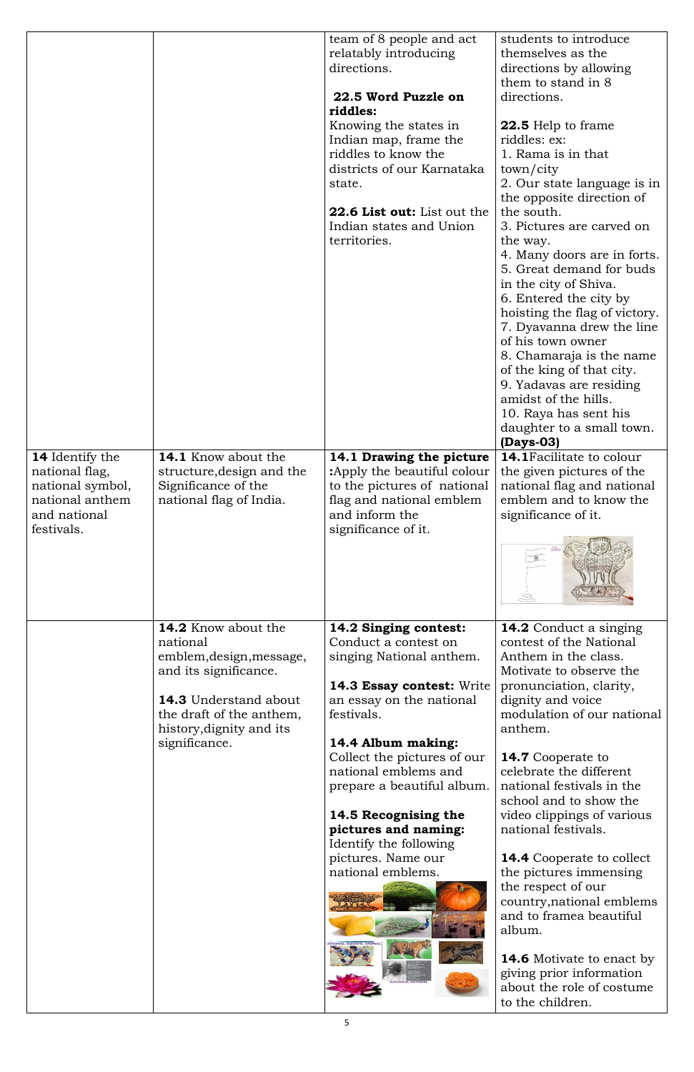| | | | |
|---|---|---|---|
| | | team of 8 people and act relatably introducing directions.<br><br>**22.5 Word Puzzle on riddles:** Knowing the states in Indian map, frame the riddles to know the districts of our Karnataka state.<br><br>**22.6 List out:** List out the Indian states and Union territories. | students to introduce themselves as the directions by allowing them to stand in 8 directions.<br><br>**22.5** Help to frame riddles: ex:<br>1. Rama is in that town/city<br>2. Our state language is in the opposite direction of the south.<br>3. Pictures are carved on the way.<br>4. Many doors are in forts.<br>5. Great demand for buds in the city of Shiva.<br>6. Entered the city by hoisting the flag of victory.<br>7. Dyavanna drew the line of his town owner<br>8. Chamaraja is the name of the king of that city.<br>9. Yadavas are residing amidst of the hills.<br>10. Raya has sent his daughter to a small town.<br>**(Days-03)** |
| **14** Identify the national flag, national symbol, national anthem and national festivals. | **14.1** Know about the structure,design and the Significance of the national flag of India. | **14.1 Drawing the picture :**Apply the beautiful colour to the pictures of national flag and national emblem and inform the significance of it. | **14.1**Facilitate to colour the given pictures of the national flag and national emblem and to know the significance of it. |
| | **14.2** Know about the national emblem,design,message, and its significance.<br><br>**14.3** Understand about the draft of the anthem, history,dignity and its significance. | **14.2 Singing contest:** Conduct a contest on singing National anthem.<br><br>**14.3 Essay contest:** Write an essay on the national festivals.<br><br>**14.4 Album making:** Collect the pictures of our national emblems and prepare a beautiful album.<br><br>**14.5 Recognising the pictures and naming:** Identify the following pictures. Name our national emblems. | **14.2** Conduct a singing contest of the National Anthem in the class. Motivate to observe the pronunciation, clarity, dignity and voice modulation of our national anthem.<br><br>**14.7** Cooperate to celebrate the different national festivals in the school and to show the video clippings of various national festivals.<br><br>**14.4** Cooperate to collect the pictures immensing the respect of our country,national emblems and to framea beautiful album.<br><br>**14.6** Motivate to enact by giving prior information about the role of costume to the children. |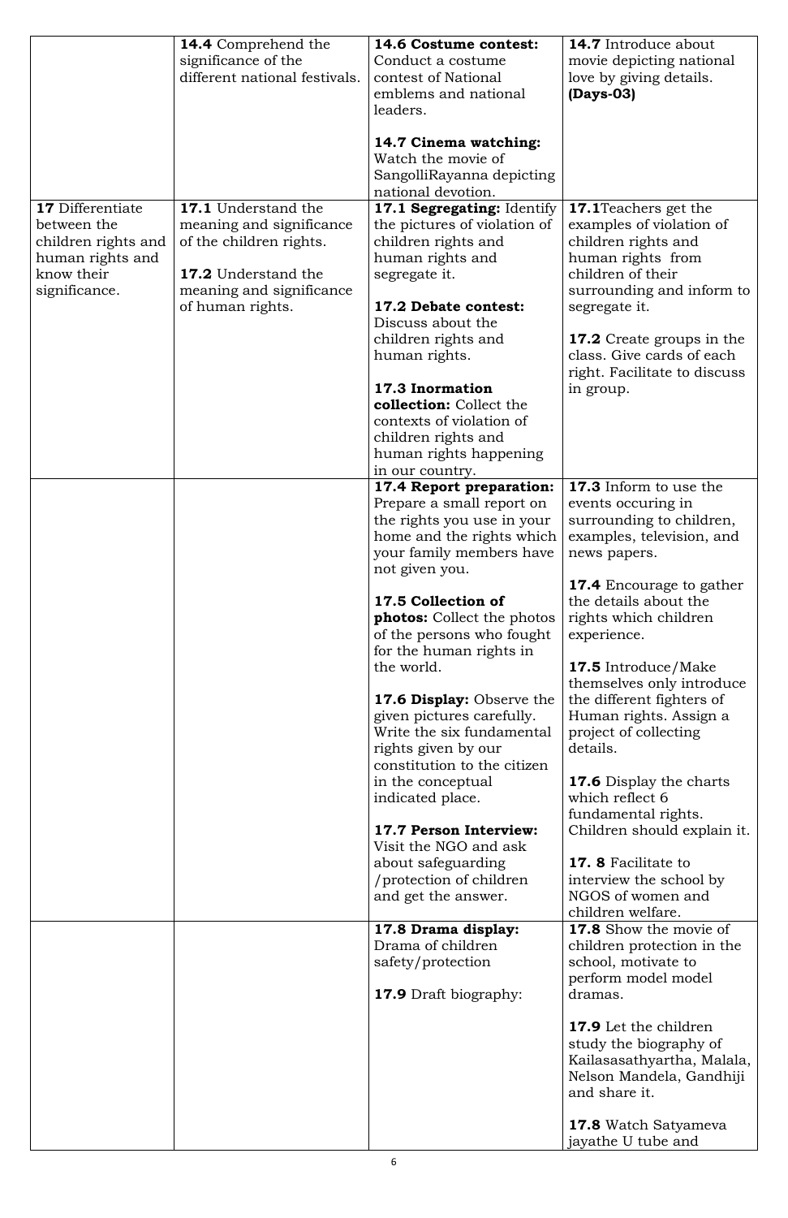| | | | |
|---|---|---|---|
| | **14.4** Comprehend the significance of the different national festivals. | **14.6 Costume contest:** Conduct a costume contest of National emblems and national leaders.<br><br>**14.7 Cinema watching:** Watch the movie of SangolliRayanna depicting national devotion. | **14.7** Introduce about movie depicting national love by giving details. **(Days-03)** |
| **17** Differentiate between the children rights and human rights and know their significance. | **17.1** Understand the meaning and significance of the children rights.<br><br>**17.2** Understand the meaning and significance of human rights. | **17.1 Segregating:** Identify the pictures of violation of children rights and human rights and segregate it.<br><br>**17.2 Debate contest:** Discuss about the children rights and human rights.<br><br>**17.3 Inormation collection:** Collect the contexts of violation of children rights and human rights happening in our country. | **17.1**Teachers get the examples of violation of children rights and human rights from children of their surrounding and inform to segregate it.<br><br>**17.2** Create groups in the class. Give cards of each right. Facilitate to discuss in group. |
| | | **17.4 Report preparation:** Prepare a small report on the rights you use in your home and the rights which your family members have not given you.<br><br>**17.5 Collection of photos:** Collect the photos of the persons who fought for the human rights in the world.<br><br>**17.6 Display:** Observe the given pictures carefully. Write the six fundamental rights given by our constitution to the citizen in the conceptual indicated place.<br><br>**17.7 Person Interview:** Visit the NGO and ask about safeguarding /protection of children and get the answer. | **17.3** Inform to use the events occuring in surrounding to children, examples, television, and news papers.<br><br>**17.4** Encourage to gather the details about the rights which children experience.<br><br>**17.5** Introduce/Make themselves only introduce the different fighters of Human rights. Assign a project of collecting details.<br><br>**17.6** Display the charts which reflect 6 fundamental rights. Children should explain it.<br><br>**17. 8** Facilitate to interview the school by NGOS of women and children welfare. |
| | | **17.8 Drama display:** Drama of children safety/protection<br><br>**17.9** Draft biography: | **17.8** Show the movie of children protection in the school, motivate to perform model model dramas.<br><br>**17.9** Let the children study the biography of Kailasasathyartha, Malala, Nelson Mandela, Gandhiji and share it.<br><br>**17.8** Watch Satyameva jayathe U tube and |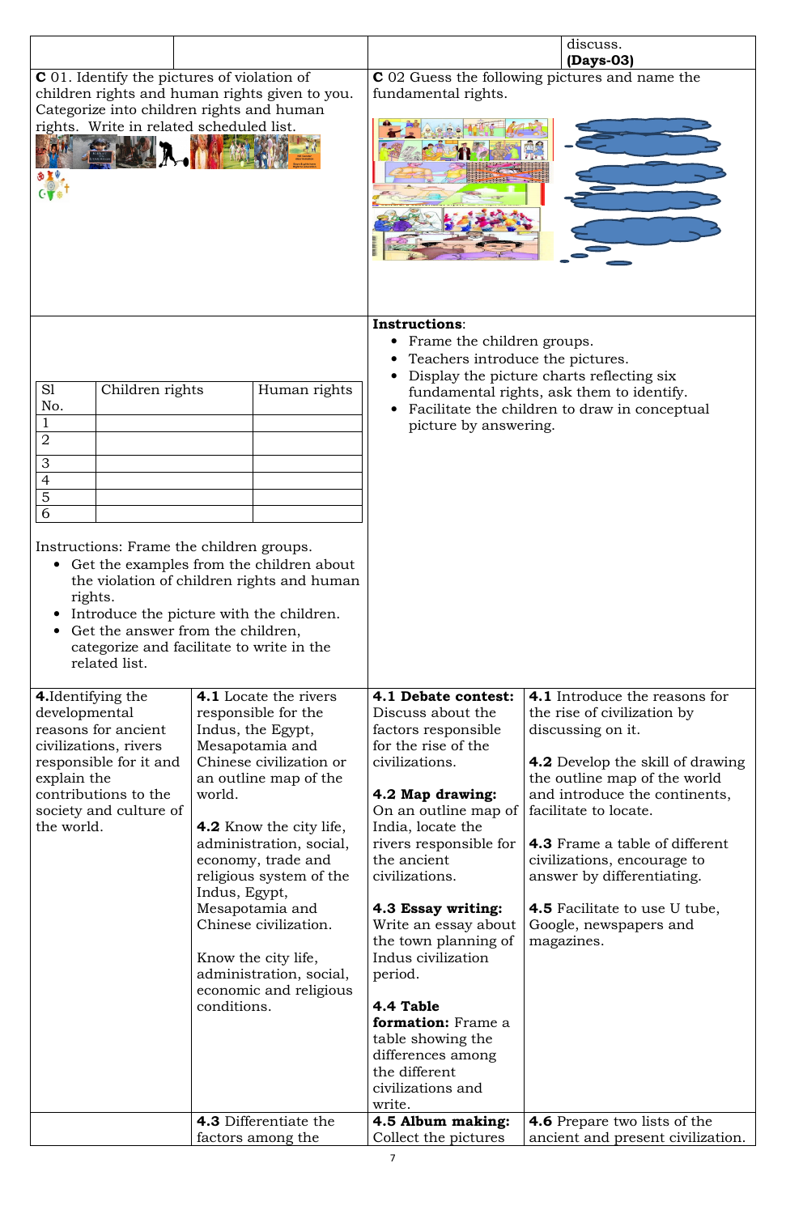| | | | discuss. **(Days-03)** |
|---|---|---|---|

**C** 01. Identify the pictures of violation of children rights and human rights given to you. Categorize into children rights and human rights. Write in related scheduled list.

| Sl No. | Children rights | Human rights |
|---|---|---|
| 1 | | |
| 2 | | |
| 3 | | |
| 4 | | |
| 5 | | |
| 6 | | |

Instructions: Frame the children groups.

- Get the examples from the children about the violation of children rights and human rights.
- Introduce the picture with the children.
- Get the answer from the children, categorize and facilitate to write in the related list.

**C** 02 Guess the following pictures and name the fundamental rights.

**Instructions**:

- Frame the children groups.
- Teachers introduce the pictures.
- Display the picture charts reflecting six fundamental rights, ask them to identify.
- Facilitate the children to draw in conceptual picture by answering.

| | | | |
|---|---|---|---|
| **4.** Identifying the developmental reasons for ancient civilizations, rivers responsible for it and explain the contributions to the society and culture of the world. | **4.1** Locate the rivers responsible for the Indus, the Egypt, Mesapotamia and Chinese civilization or an outline map of the world.<br><br>**4.2** Know the city life, administration, social, economy, trade and religious system of the Indus, Egypt, Mesapotamia and Chinese civilization.<br><br>Know the city life, administration, social, economic and religious conditions. | **4.1 Debate contest:** Discuss about the factors responsible for the rise of the civilizations.<br><br>**4.2 Map drawing:** On an outline map of India, locate the rivers responsible for the ancient civilizations.<br><br>**4.3 Essay writing:** Write an essay about the town planning of Indus civilization period.<br><br>**4.4 Table formation:** Frame a table showing the differences among the different civilizations and write. | **4.1** Introduce the reasons for the rise of civilization by discussing on it.<br><br>**4.2** Develop the skill of drawing the outline map of the world and introduce the continents, facilitate to locate.<br><br>**4.3** Frame a table of different civilizations, encourage to answer by differentiating.<br><br>**4.5** Facilitate to use U tube, Google, newspapers and magazines. |
| | **4.3** Differentiate the factors among the | **4.5 Album making:** Collect the pictures | **4.6** Prepare two lists of the ancient and present civilization. |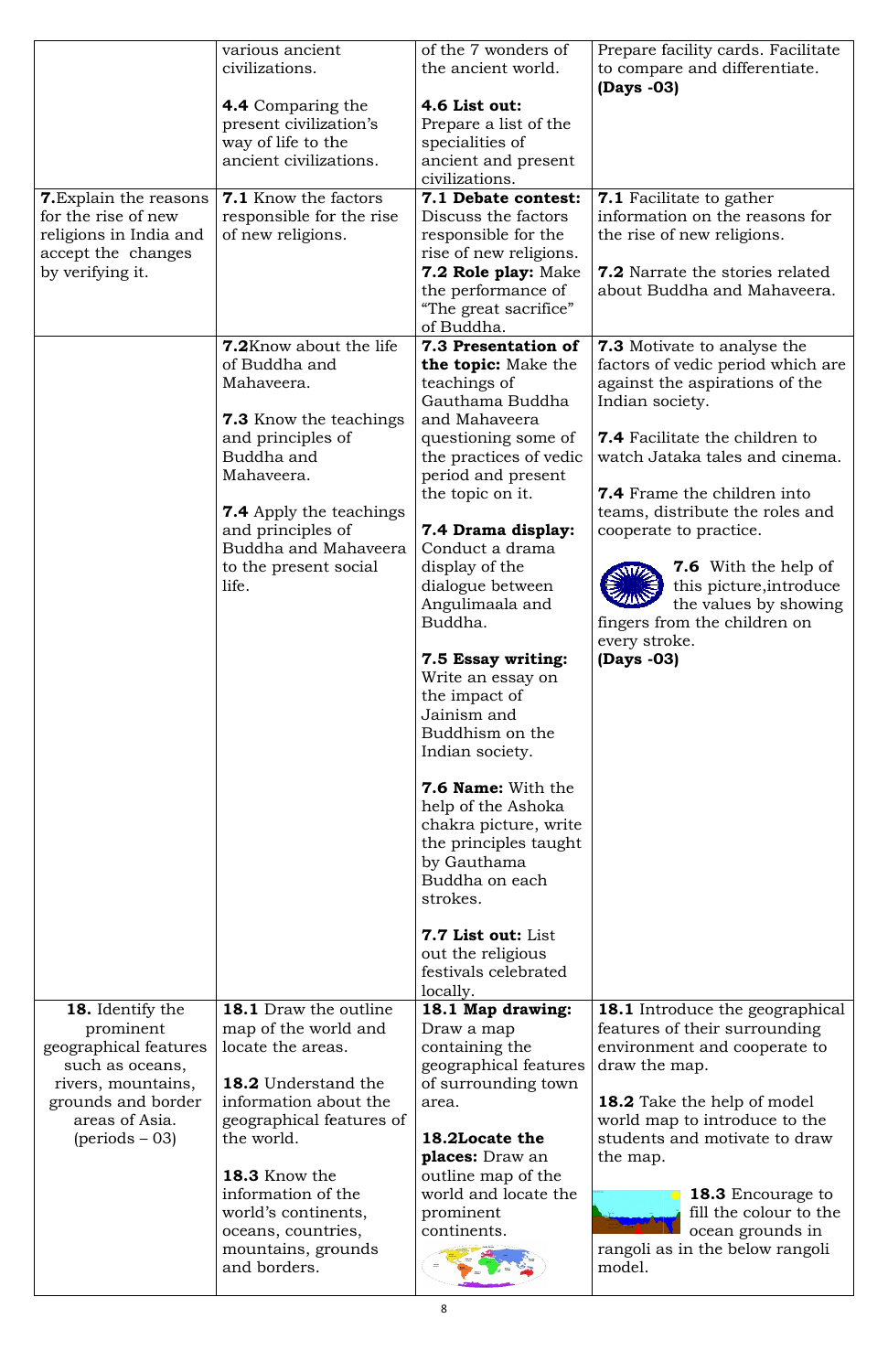| | | | |
|---|---|---|---|
| | various ancient civilizations.<br><br>**4.4** Comparing the present civilization's way of life to the ancient civilizations. | of the 7 wonders of the ancient world.<br><br>**4.6 List out:** Prepare a list of the specialities of ancient and present civilizations. | Prepare facility cards. Facilitate to compare and differentiate.<br>**(Days -03)** |
| **7.**Explain the reasons for the rise of new religions in India and accept the changes by verifying it. | **7.1** Know the factors responsible for the rise of new religions. | **7.1 Debate contest:** Discuss the factors responsible for the rise of new religions.<br>**7.2 Role play:** Make the performance of "The great sacrifice" of Buddha. | **7.1** Facilitate to gather information on the reasons for the rise of new religions.<br><br>**7.2** Narrate the stories related about Buddha and Mahaveera. |
| | **7.2**Know about the life of Buddha and Mahaveera.<br><br>**7.3** Know the teachings and principles of Buddha and Mahaveera.<br><br>**7.4** Apply the teachings and principles of Buddha and Mahaveera to the present social life. | **7.3 Presentation of the topic:** Make the teachings of Gauthama Buddha and Mahaveera questioning some of the practices of vedic period and present the topic on it.<br><br>**7.4 Drama display:** Conduct a drama display of the dialogue between Angulimaala and Buddha.<br><br>**7.5 Essay writing:** Write an essay on the impact of Jainism and Buddhism on the Indian society.<br><br>**7.6 Name:** With the help of the Ashoka chakra picture, write the principles taught by Gauthama Buddha on each strokes.<br><br>**7.7 List out:** List out the religious festivals celebrated locally. | **7.3** Motivate to analyse the factors of vedic period which are against the aspirations of the Indian society.<br><br>**7.4** Facilitate the children to watch Jataka tales and cinema.<br><br>**7.4** Frame the children into teams, distribute the roles and cooperate to practice.<br><br>**7.6** With the help of this picture,introduce the values by showing fingers from the children on every stroke.<br>**(Days -03)** |
| **18.** Identify the prominent geographical features such as oceans, rivers, mountains, grounds and border areas of Asia. (periods – 03) | **18.1** Draw the outline map of the world and locate the areas.<br><br>**18.2** Understand the information about the geographical features of the world.<br><br>**18.3** Know the information of the world's continents, oceans, countries, mountains, grounds and borders. | **18.1 Map drawing:** Draw a map containing the geographical features of surrounding town area.<br><br>**18.2Locate the places:** Draw an outline map of the world and locate the prominent continents. | **18.1** Introduce the geographical features of their surrounding environment and cooperate to draw the map.<br><br>**18.2** Take the help of model world map to introduce to the students and motivate to draw the map.<br><br>**18.3** Encourage to fill the colour to the ocean grounds in rangoli as in the below rangoli model. |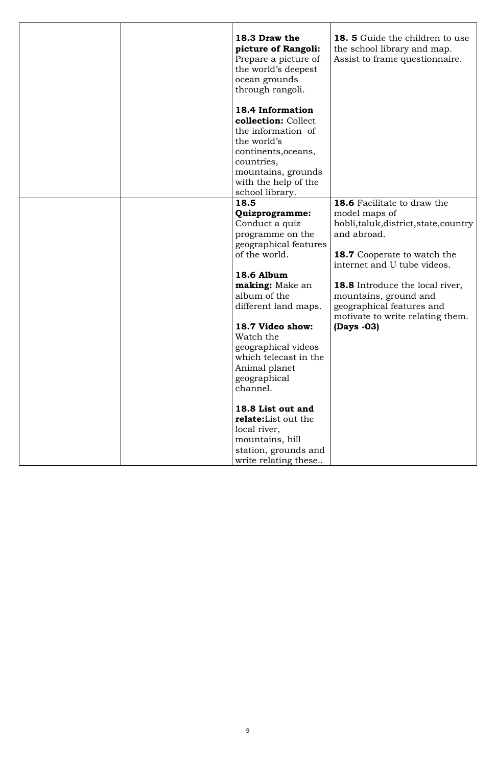| | | | |
|---|---|---|---|
| | | **18.3 Draw the picture of Rangoli:** Prepare a picture of the world's deepest ocean grounds through rangoli.<br><br>**18.4 Information collection:** Collect the information of the world's continents,oceans, countries, mountains, grounds with the help of the school library. | **18. 5** Guide the children to use the school library and map. Assist to frame questionnaire. |
| | | **18.5 Quizprogramme:** Conduct a quiz programme on the geographical features of the world.<br><br>**18.6 Album making:** Make an album of the different land maps.<br><br>**18.7 Video show:** Watch the geographical videos which telecast in the Animal planet geographical channel.<br><br>**18.8 List out and relate:**List out the local river, mountains, hill station, grounds and write relating these.. | **18.6** Facilitate to draw the model maps of hobli,taluk,district,state,country and abroad.<br><br>**18.7** Cooperate to watch the internet and U tube videos.<br><br>**18.8** Introduce the local river, mountains, ground and geographical features and motivate to write relating them. **(Days -03)** |